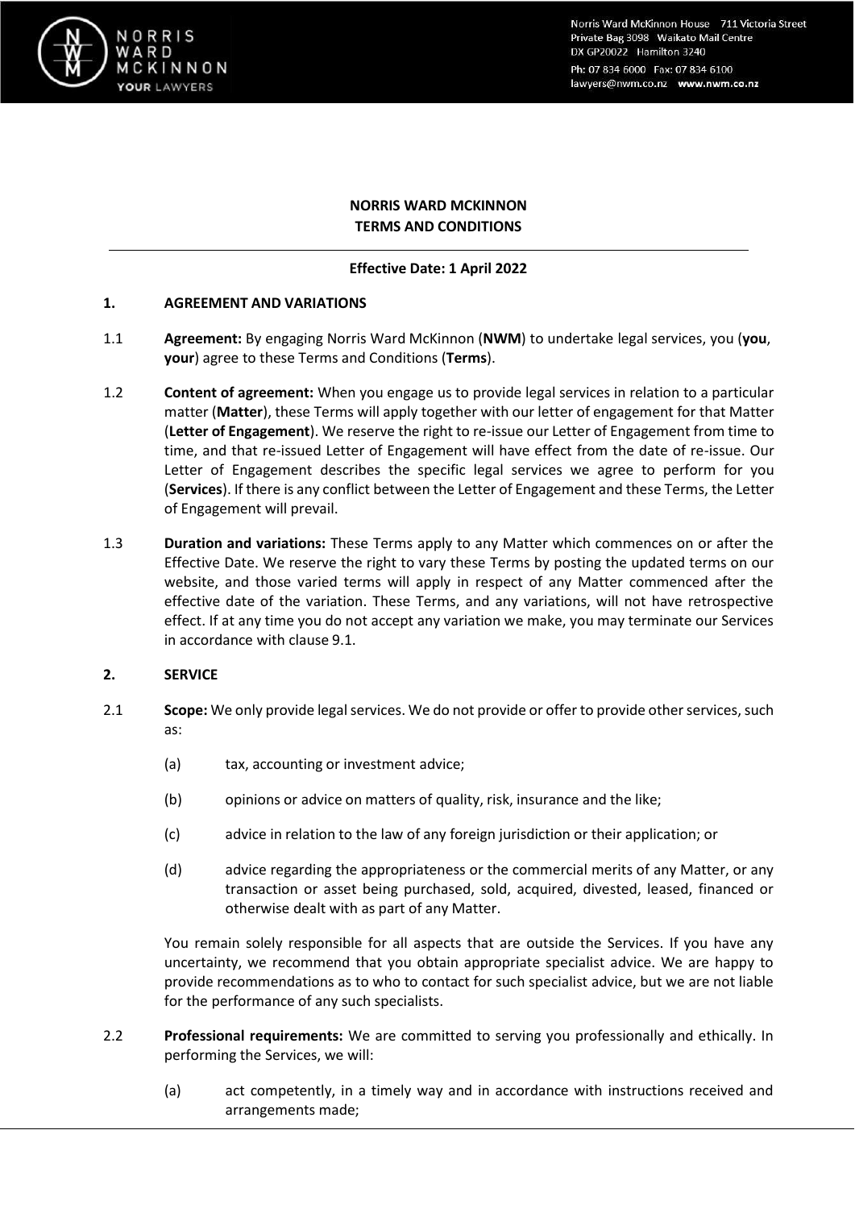# NORRIS WARD MCKINNON
# TERMS AND CONDITIONS

**Effective Date: 1 April 2022**

## 1. AGREEMENT AND VARIATIONS

1.1 **Agreement:** By engaging Norris Ward McKinnon (**NWM**) to undertake legal services, you (**you**, **your**) agree to these Terms and Conditions (**Terms**).

1.2 **Content of agreement:** When you engage us to provide legal services in relation to a particular matter (**Matter**), these Terms will apply together with our letter of engagement for that Matter (**Letter of Engagement**). We reserve the right to re-issue our Letter of Engagement from time to time, and that re-issued Letter of Engagement will have effect from the date of re-issue. Our Letter of Engagement describes the specific legal services we agree to perform for you (**Services**). If there is any conflict between the Letter of Engagement and these Terms, the Letter of Engagement will prevail.

1.3 **Duration and variations:** These Terms apply to any Matter which commences on or after the Effective Date. We reserve the right to vary these Terms by posting the updated terms on our website, and those varied terms will apply in respect of any Matter commenced after the effective date of the variation. These Terms, and any variations, will not have retrospective effect. If at any time you do not accept any variation we make, you may terminate our Services in accordance with clause 9.1.

## 2. SERVICE

2.1 **Scope:** We only provide legal services. We do not provide or offer to provide other services, such as:

(a) tax, accounting or investment advice;

(b) opinions or advice on matters of quality, risk, insurance and the like;

(c) advice in relation to the law of any foreign jurisdiction or their application; or

(d) advice regarding the appropriateness or the commercial merits of any Matter, or any transaction or asset being purchased, sold, acquired, divested, leased, financed or otherwise dealt with as part of any Matter.

You remain solely responsible for all aspects that are outside the Services. If you have any uncertainty, we recommend that you obtain appropriate specialist advice. We are happy to provide recommendations as to who to contact for such specialist advice, but we are not liable for the performance of any such specialists.

2.2 **Professional requirements:** We are committed to serving you professionally and ethically. In performing the Services, we will:

(a) act competently, in a timely way and in accordance with instructions received and arrangements made;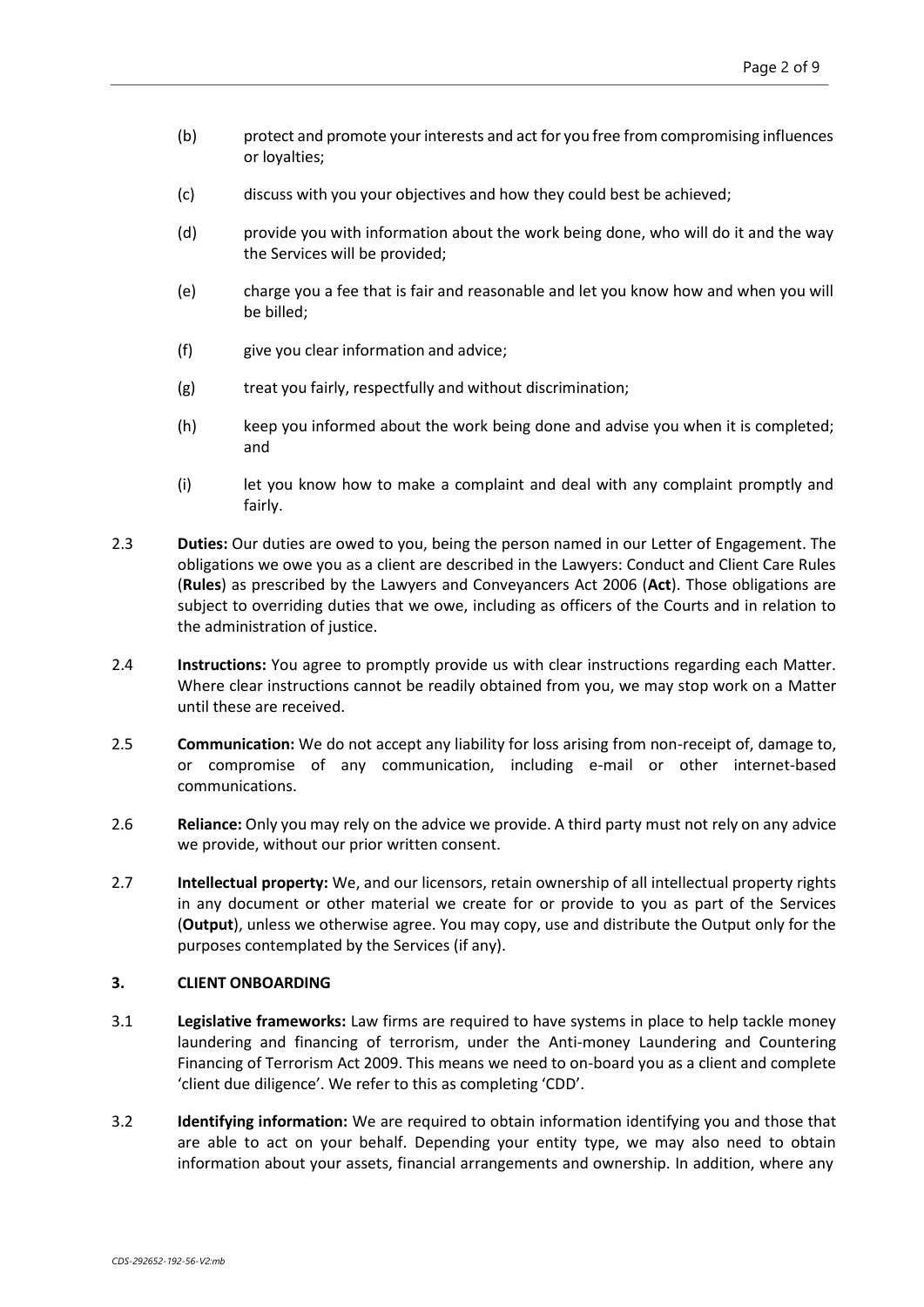(b) protect and promote your interests and act for you free from compromising influences or loyalties;

(c) discuss with you your objectives and how they could best be achieved;

(d) provide you with information about the work being done, who will do it and the way the Services will be provided;

(e) charge you a fee that is fair and reasonable and let you know how and when you will be billed;

(f) give you clear information and advice;

(g) treat you fairly, respectfully and without discrimination;

(h) keep you informed about the work being done and advise you when it is completed; and

(i) let you know how to make a complaint and deal with any complaint promptly and fairly.

2.3 **Duties:** Our duties are owed to you, being the person named in our Letter of Engagement. The obligations we owe you as a client are described in the Lawyers: Conduct and Client Care Rules (**Rules**) as prescribed by the Lawyers and Conveyancers Act 2006 (**Act**). Those obligations are subject to overriding duties that we owe, including as officers of the Courts and in relation to the administration of justice.

2.4 **Instructions:** You agree to promptly provide us with clear instructions regarding each Matter. Where clear instructions cannot be readily obtained from you, we may stop work on a Matter until these are received.

2.5 **Communication:** We do not accept any liability for loss arising from non-receipt of, damage to, or compromise of any communication, including e-mail or other internet-based communications.

2.6 **Reliance:** Only you may rely on the advice we provide. A third party must not rely on any advice we provide, without our prior written consent.

2.7 **Intellectual property:** We, and our licensors, retain ownership of all intellectual property rights in any document or other material we create for or provide to you as part of the Services (**Output**), unless we otherwise agree. You may copy, use and distribute the Output only for the purposes contemplated by the Services (if any).

## 3. CLIENT ONBOARDING

3.1 **Legislative frameworks:** Law firms are required to have systems in place to help tackle money laundering and financing of terrorism, under the Anti-money Laundering and Countering Financing of Terrorism Act 2009. This means we need to on-board you as a client and complete 'client due diligence'. We refer to this as completing 'CDD'.

3.2 **Identifying information:** We are required to obtain information identifying you and those that are able to act on your behalf. Depending your entity type, we may also need to obtain information about your assets, financial arrangements and ownership. In addition, where any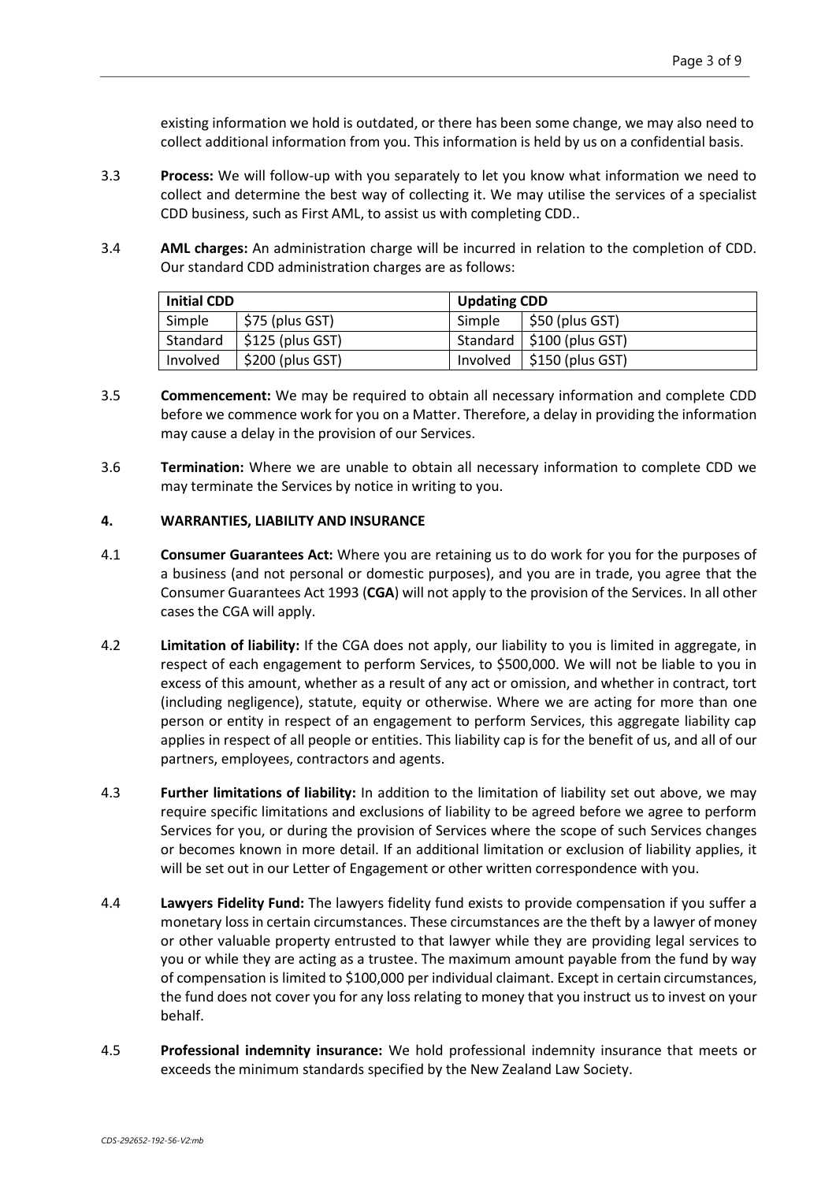existing information we hold is outdated, or there has been some change, we may also need to collect additional information from you. This information is held by us on a confidential basis.

3.3 **Process:** We will follow-up with you separately to let you know what information we need to collect and determine the best way of collecting it. We may utilise the services of a specialist CDD business, such as First AML, to assist us with completing CDD..

3.4 **AML charges:** An administration charge will be incurred in relation to the completion of CDD. Our standard CDD administration charges are as follows:

| **Initial CDD** | | **Updating CDD** | |
|---|---|---|---|
| Simple | $75 (plus GST) | Simple | $50 (plus GST) |
| Standard | $125 (plus GST) | Standard | $100 (plus GST) |
| Involved | $200 (plus GST) | Involved | $150 (plus GST) |

3.5 **Commencement:** We may be required to obtain all necessary information and complete CDD before we commence work for you on a Matter. Therefore, a delay in providing the information may cause a delay in the provision of our Services.

3.6 **Termination:** Where we are unable to obtain all necessary information to complete CDD we may terminate the Services by notice in writing to you.

## 4. WARRANTIES, LIABILITY AND INSURANCE

4.1 **Consumer Guarantees Act:** Where you are retaining us to do work for you for the purposes of a business (and not personal or domestic purposes), and you are in trade, you agree that the Consumer Guarantees Act 1993 (**CGA**) will not apply to the provision of the Services. In all other cases the CGA will apply.

4.2 **Limitation of liability:** If the CGA does not apply, our liability to you is limited in aggregate, in respect of each engagement to perform Services, to $500,000. We will not be liable to you in excess of this amount, whether as a result of any act or omission, and whether in contract, tort (including negligence), statute, equity or otherwise. Where we are acting for more than one person or entity in respect of an engagement to perform Services, this aggregate liability cap applies in respect of all people or entities. This liability cap is for the benefit of us, and all of our partners, employees, contractors and agents.

4.3 **Further limitations of liability:** In addition to the limitation of liability set out above, we may require specific limitations and exclusions of liability to be agreed before we agree to perform Services for you, or during the provision of Services where the scope of such Services changes or becomes known in more detail. If an additional limitation or exclusion of liability applies, it will be set out in our Letter of Engagement or other written correspondence with you.

4.4 **Lawyers Fidelity Fund:** The lawyers fidelity fund exists to provide compensation if you suffer a monetary loss in certain circumstances. These circumstances are the theft by a lawyer of money or other valuable property entrusted to that lawyer while they are providing legal services to you or while they are acting as a trustee. The maximum amount payable from the fund by way of compensation is limited to $100,000 per individual claimant. Except in certain circumstances, the fund does not cover you for any loss relating to money that you instruct us to invest on your behalf.

4.5 **Professional indemnity insurance:** We hold professional indemnity insurance that meets or exceeds the minimum standards specified by the New Zealand Law Society.

*CDS-292652-192-56-V2:mb*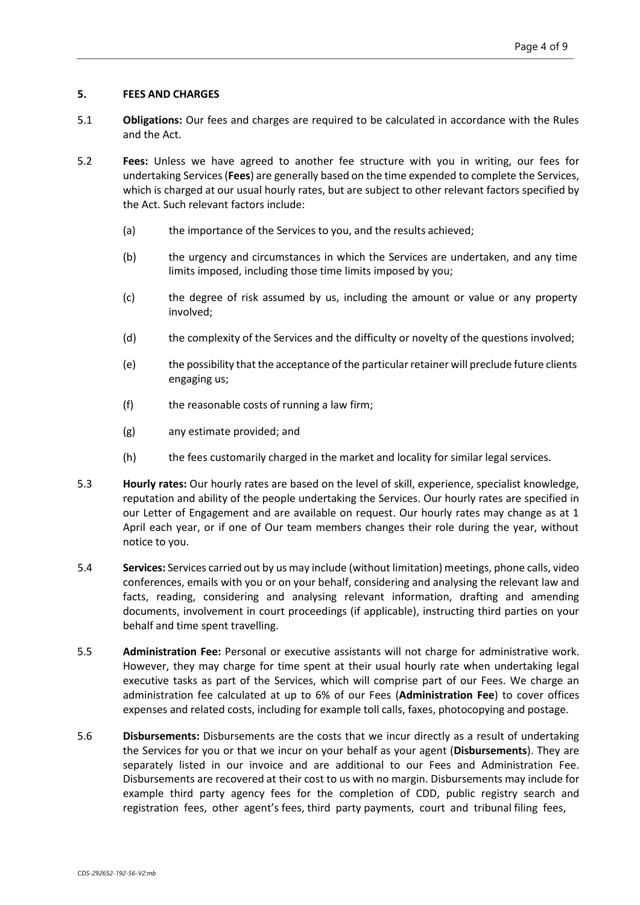## 5. FEES AND CHARGES

5.1 **Obligations:** Our fees and charges are required to be calculated in accordance with the Rules and the Act.

5.2 **Fees:** Unless we have agreed to another fee structure with you in writing, our fees for undertaking Services (**Fees**) are generally based on the time expended to complete the Services, which is charged at our usual hourly rates, but are subject to other relevant factors specified by the Act. Such relevant factors include:

(a) the importance of the Services to you, and the results achieved;

(b) the urgency and circumstances in which the Services are undertaken, and any time limits imposed, including those time limits imposed by you;

(c) the degree of risk assumed by us, including the amount or value or any property involved;

(d) the complexity of the Services and the difficulty or novelty of the questions involved;

(e) the possibility that the acceptance of the particular retainer will preclude future clients engaging us;

(f) the reasonable costs of running a law firm;

(g) any estimate provided; and

(h) the fees customarily charged in the market and locality for similar legal services.

5.3 **Hourly rates:** Our hourly rates are based on the level of skill, experience, specialist knowledge, reputation and ability of the people undertaking the Services. Our hourly rates are specified in our Letter of Engagement and are available on request. Our hourly rates may change as at 1 April each year, or if one of Our team members changes their role during the year, without notice to you.

5.4 **Services:** Services carried out by us may include (without limitation) meetings, phone calls, video conferences, emails with you or on your behalf, considering and analysing the relevant law and facts, reading, considering and analysing relevant information, drafting and amending documents, involvement in court proceedings (if applicable), instructing third parties on your behalf and time spent travelling.

5.5 **Administration Fee:** Personal or executive assistants will not charge for administrative work. However, they may charge for time spent at their usual hourly rate when undertaking legal executive tasks as part of the Services, which will comprise part of our Fees. We charge an administration fee calculated at up to 6% of our Fees (**Administration Fee**) to cover offices expenses and related costs, including for example toll calls, faxes, photocopying and postage.

5.6 **Disbursements:** Disbursements are the costs that we incur directly as a result of undertaking the Services for you or that we incur on your behalf as your agent (**Disbursements**). They are separately listed in our invoice and are additional to our Fees and Administration Fee. Disbursements are recovered at their cost to us with no margin. Disbursements may include for example third party agency fees for the completion of CDD, public registry search and registration fees, other agent's fees, third party payments, court and tribunal filing fees,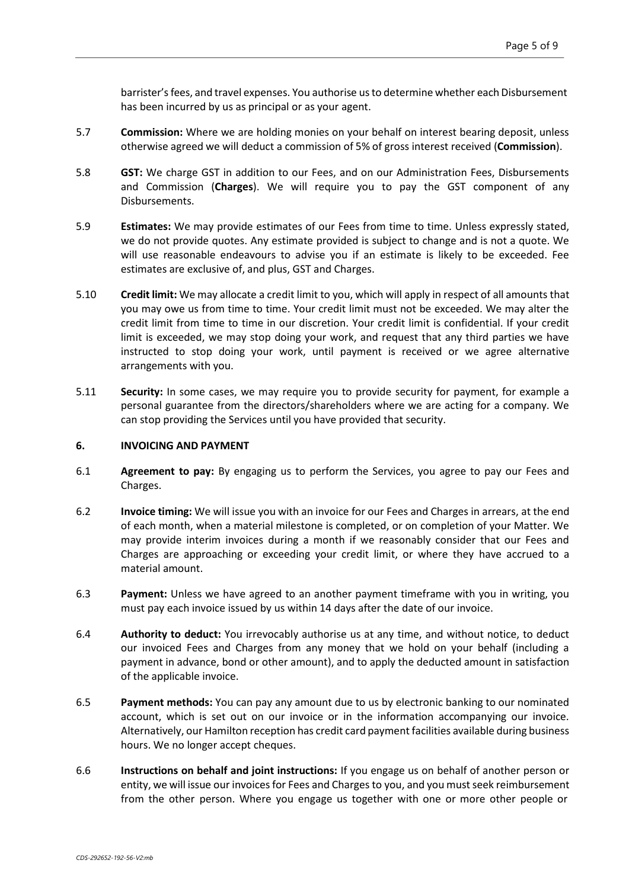barrister's fees, and travel expenses. You authorise us to determine whether each Disbursement has been incurred by us as principal or as your agent.

5.7 **Commission:** Where we are holding monies on your behalf on interest bearing deposit, unless otherwise agreed we will deduct a commission of 5% of gross interest received (**Commission**).

5.8 **GST:** We charge GST in addition to our Fees, and on our Administration Fees, Disbursements and Commission (**Charges**). We will require you to pay the GST component of any Disbursements.

5.9 **Estimates:** We may provide estimates of our Fees from time to time. Unless expressly stated, we do not provide quotes. Any estimate provided is subject to change and is not a quote. We will use reasonable endeavours to advise you if an estimate is likely to be exceeded. Fee estimates are exclusive of, and plus, GST and Charges.

5.10 **Credit limit:** We may allocate a credit limit to you, which will apply in respect of all amounts that you may owe us from time to time. Your credit limit must not be exceeded. We may alter the credit limit from time to time in our discretion. Your credit limit is confidential. If your credit limit is exceeded, we may stop doing your work, and request that any third parties we have instructed to stop doing your work, until payment is received or we agree alternative arrangements with you.

5.11 **Security:** In some cases, we may require you to provide security for payment, for example a personal guarantee from the directors/shareholders where we are acting for a company. We can stop providing the Services until you have provided that security.

## 6. INVOICING AND PAYMENT

6.1 **Agreement to pay:** By engaging us to perform the Services, you agree to pay our Fees and Charges.

6.2 **Invoice timing:** We will issue you with an invoice for our Fees and Charges in arrears, at the end of each month, when a material milestone is completed, or on completion of your Matter. We may provide interim invoices during a month if we reasonably consider that our Fees and Charges are approaching or exceeding your credit limit, or where they have accrued to a material amount.

6.3 **Payment:** Unless we have agreed to an another payment timeframe with you in writing, you must pay each invoice issued by us within 14 days after the date of our invoice.

6.4 **Authority to deduct:** You irrevocably authorise us at any time, and without notice, to deduct our invoiced Fees and Charges from any money that we hold on your behalf (including a payment in advance, bond or other amount), and to apply the deducted amount in satisfaction of the applicable invoice.

6.5 **Payment methods:** You can pay any amount due to us by electronic banking to our nominated account, which is set out on our invoice or in the information accompanying our invoice. Alternatively, our Hamilton reception has credit card payment facilities available during business hours. We no longer accept cheques.

6.6 **Instructions on behalf and joint instructions:** If you engage us on behalf of another person or entity, we will issue our invoices for Fees and Charges to you, and you must seek reimbursement from the other person. Where you engage us together with one or more other people or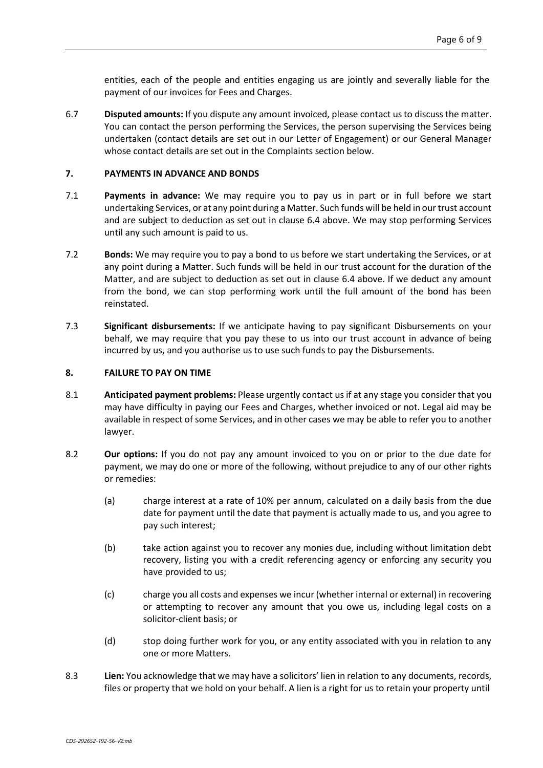entities, each of the people and entities engaging us are jointly and severally liable for the payment of our invoices for Fees and Charges.

6.7 **Disputed amounts:** If you dispute any amount invoiced, please contact us to discuss the matter. You can contact the person performing the Services, the person supervising the Services being undertaken (contact details are set out in our Letter of Engagement) or our General Manager whose contact details are set out in the Complaints section below.

## 7. PAYMENTS IN ADVANCE AND BONDS

7.1 **Payments in advance:** We may require you to pay us in part or in full before we start undertaking Services, or at any point during a Matter. Such funds will be held in our trust account and are subject to deduction as set out in clause 6.4 above. We may stop performing Services until any such amount is paid to us.

7.2 **Bonds:** We may require you to pay a bond to us before we start undertaking the Services, or at any point during a Matter. Such funds will be held in our trust account for the duration of the Matter, and are subject to deduction as set out in clause 6.4 above. If we deduct any amount from the bond, we can stop performing work until the full amount of the bond has been reinstated.

7.3 **Significant disbursements:** If we anticipate having to pay significant Disbursements on your behalf, we may require that you pay these to us into our trust account in advance of being incurred by us, and you authorise us to use such funds to pay the Disbursements.

## 8. FAILURE TO PAY ON TIME

8.1 **Anticipated payment problems:** Please urgently contact us if at any stage you consider that you may have difficulty in paying our Fees and Charges, whether invoiced or not. Legal aid may be available in respect of some Services, and in other cases we may be able to refer you to another lawyer.

8.2 **Our options:** If you do not pay any amount invoiced to you on or prior to the due date for payment, we may do one or more of the following, without prejudice to any of our other rights or remedies:

(a) charge interest at a rate of 10% per annum, calculated on a daily basis from the due date for payment until the date that payment is actually made to us, and you agree to pay such interest;

(b) take action against you to recover any monies due, including without limitation debt recovery, listing you with a credit referencing agency or enforcing any security you have provided to us;

(c) charge you all costs and expenses we incur (whether internal or external) in recovering or attempting to recover any amount that you owe us, including legal costs on a solicitor-client basis; or

(d) stop doing further work for you, or any entity associated with you in relation to any one or more Matters.

8.3 **Lien:** You acknowledge that we may have a solicitors' lien in relation to any documents, records, files or property that we hold on your behalf. A lien is a right for us to retain your property until

*CDS-292652-192-56-V2:mb*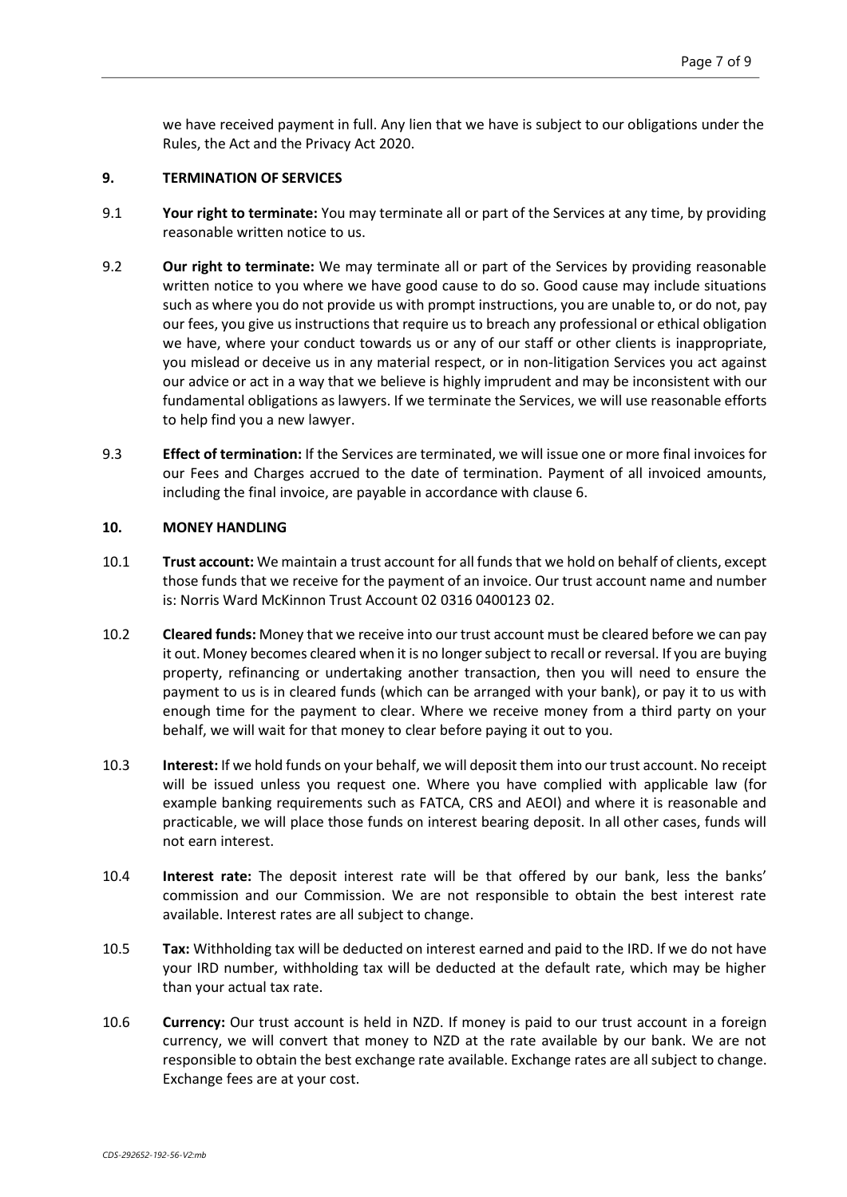we have received payment in full. Any lien that we have is subject to our obligations under the Rules, the Act and the Privacy Act 2020.

## 9. TERMINATION OF SERVICES

9.1 **Your right to terminate:** You may terminate all or part of the Services at any time, by providing reasonable written notice to us.

9.2 **Our right to terminate:** We may terminate all or part of the Services by providing reasonable written notice to you where we have good cause to do so. Good cause may include situations such as where you do not provide us with prompt instructions, you are unable to, or do not, pay our fees, you give us instructions that require us to breach any professional or ethical obligation we have, where your conduct towards us or any of our staff or other clients is inappropriate, you mislead or deceive us in any material respect, or in non-litigation Services you act against our advice or act in a way that we believe is highly imprudent and may be inconsistent with our fundamental obligations as lawyers. If we terminate the Services, we will use reasonable efforts to help find you a new lawyer.

9.3 **Effect of termination:** If the Services are terminated, we will issue one or more final invoices for our Fees and Charges accrued to the date of termination. Payment of all invoiced amounts, including the final invoice, are payable in accordance with clause 6.

## 10. MONEY HANDLING

10.1 **Trust account:** We maintain a trust account for all funds that we hold on behalf of clients, except those funds that we receive for the payment of an invoice. Our trust account name and number is: Norris Ward McKinnon Trust Account 02 0316 0400123 02.

10.2 **Cleared funds:** Money that we receive into our trust account must be cleared before we can pay it out. Money becomes cleared when it is no longer subject to recall or reversal. If you are buying property, refinancing or undertaking another transaction, then you will need to ensure the payment to us is in cleared funds (which can be arranged with your bank), or pay it to us with enough time for the payment to clear. Where we receive money from a third party on your behalf, we will wait for that money to clear before paying it out to you.

10.3 **Interest:** If we hold funds on your behalf, we will deposit them into our trust account. No receipt will be issued unless you request one. Where you have complied with applicable law (for example banking requirements such as FATCA, CRS and AEOI) and where it is reasonable and practicable, we will place those funds on interest bearing deposit. In all other cases, funds will not earn interest.

10.4 **Interest rate:** The deposit interest rate will be that offered by our bank, less the banks' commission and our Commission. We are not responsible to obtain the best interest rate available. Interest rates are all subject to change.

10.5 **Tax:** Withholding tax will be deducted on interest earned and paid to the IRD. If we do not have your IRD number, withholding tax will be deducted at the default rate, which may be higher than your actual tax rate.

10.6 **Currency:** Our trust account is held in NZD. If money is paid to our trust account in a foreign currency, we will convert that money to NZD at the rate available by our bank. We are not responsible to obtain the best exchange rate available. Exchange rates are all subject to change. Exchange fees are at your cost.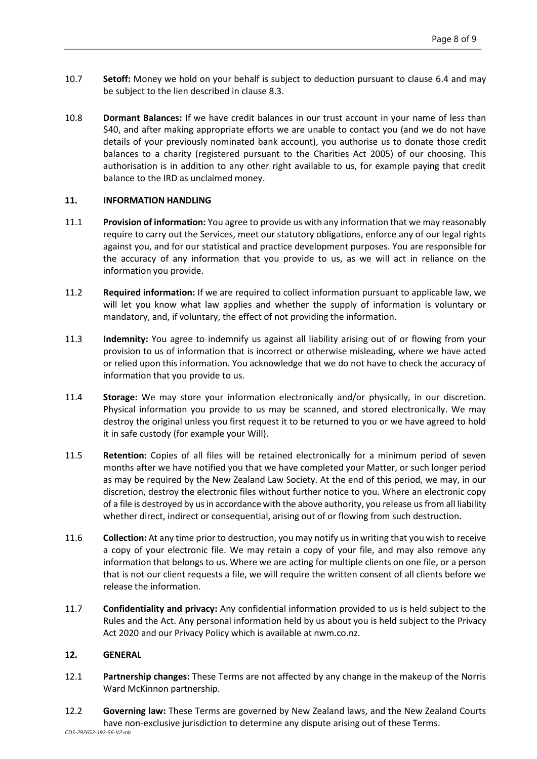10.7 **Setoff:** Money we hold on your behalf is subject to deduction pursuant to clause 6.4 and may be subject to the lien described in clause 8.3.

10.8 **Dormant Balances:** If we have credit balances in our trust account in your name of less than $40, and after making appropriate efforts we are unable to contact you (and we do not have details of your previously nominated bank account), you authorise us to donate those credit balances to a charity (registered pursuant to the Charities Act 2005) of our choosing. This authorisation is in addition to any other right available to us, for example paying that credit balance to the IRD as unclaimed money.

## 11. INFORMATION HANDLING

11.1 **Provision of information:** You agree to provide us with any information that we may reasonably require to carry out the Services, meet our statutory obligations, enforce any of our legal rights against you, and for our statistical and practice development purposes. You are responsible for the accuracy of any information that you provide to us, as we will act in reliance on the information you provide.

11.2 **Required information:** If we are required to collect information pursuant to applicable law, we will let you know what law applies and whether the supply of information is voluntary or mandatory, and, if voluntary, the effect of not providing the information.

11.3 **Indemnity:** You agree to indemnify us against all liability arising out of or flowing from your provision to us of information that is incorrect or otherwise misleading, where we have acted or relied upon this information. You acknowledge that we do not have to check the accuracy of information that you provide to us.

11.4 **Storage:** We may store your information electronically and/or physically, in our discretion. Physical information you provide to us may be scanned, and stored electronically. We may destroy the original unless you first request it to be returned to you or we have agreed to hold it in safe custody (for example your Will).

11.5 **Retention:** Copies of all files will be retained electronically for a minimum period of seven months after we have notified you that we have completed your Matter, or such longer period as may be required by the New Zealand Law Society. At the end of this period, we may, in our discretion, destroy the electronic files without further notice to you. Where an electronic copy of a file is destroyed by us in accordance with the above authority, you release us from all liability whether direct, indirect or consequential, arising out of or flowing from such destruction.

11.6 **Collection:** At any time prior to destruction, you may notify us in writing that you wish to receive a copy of your electronic file. We may retain a copy of your file, and may also remove any information that belongs to us. Where we are acting for multiple clients on one file, or a person that is not our client requests a file, we will require the written consent of all clients before we release the information.

11.7 **Confidentiality and privacy:** Any confidential information provided to us is held subject to the Rules and the Act. Any personal information held by us about you is held subject to the Privacy Act 2020 and our Privacy Policy which is available at nwm.co.nz.

## 12. GENERAL

12.1 **Partnership changes:** These Terms are not affected by any change in the makeup of the Norris Ward McKinnon partnership.

12.2 **Governing law:** These Terms are governed by New Zealand laws, and the New Zealand Courts have non-exclusive jurisdiction to determine any dispute arising out of these Terms.

*CDS-292652-192-56-V2:mb*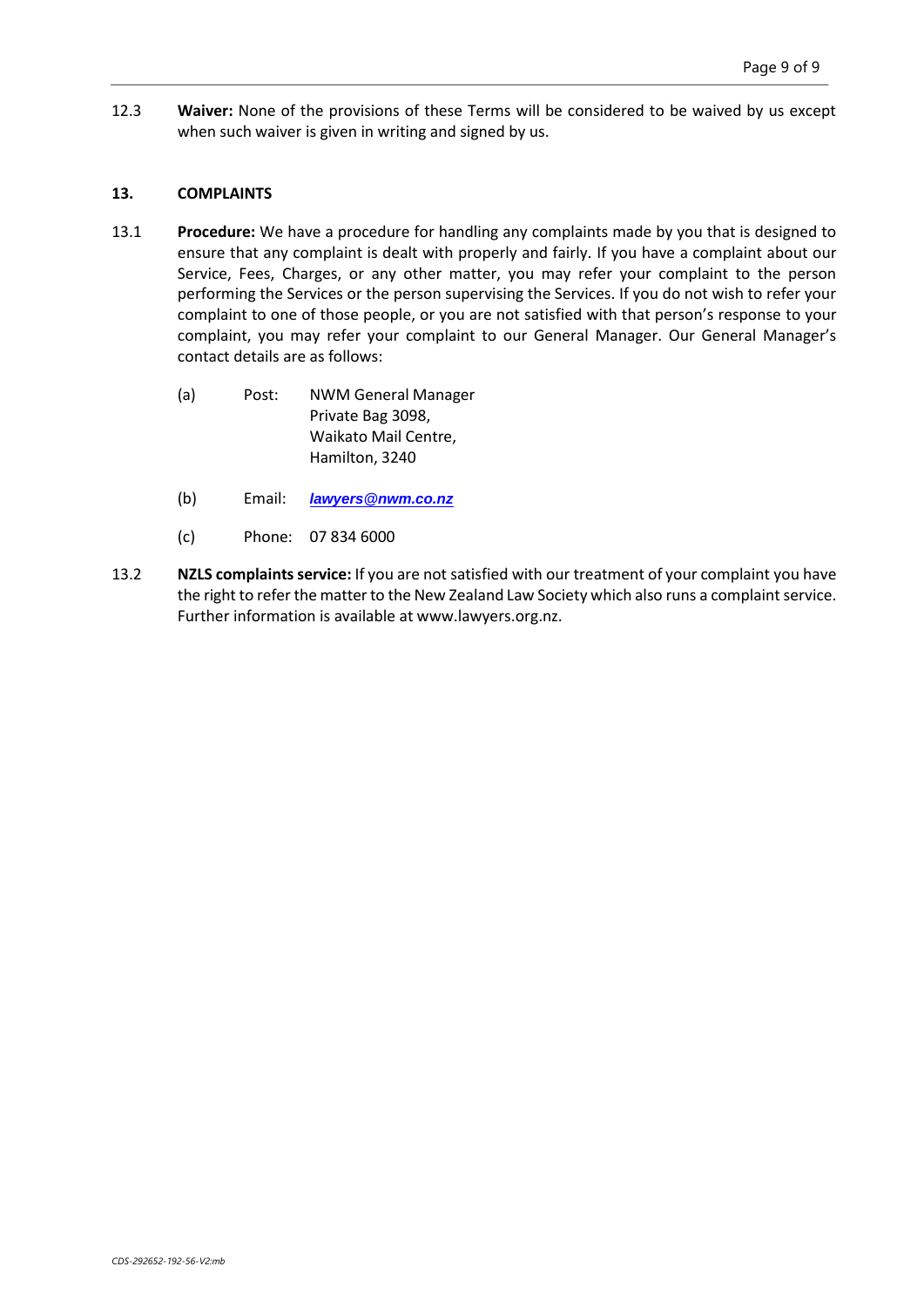12.3 **Waiver:** None of the provisions of these Terms will be considered to be waived by us except when such waiver is given in writing and signed by us.

## 13. COMPLAINTS

13.1 **Procedure:** We have a procedure for handling any complaints made by you that is designed to ensure that any complaint is dealt with properly and fairly. If you have a complaint about our Service, Fees, Charges, or any other matter, you may refer your complaint to the person performing the Services or the person supervising the Services. If you do not wish to refer your complaint to one of those people, or you are not satisfied with that person's response to your complaint, you may refer your complaint to our General Manager. Our General Manager's contact details are as follows:

(a) Post: NWM General Manager
Private Bag 3098,
Waikato Mail Centre,
Hamilton, 3240

(b) Email: *lawyers@nwm.co.nz*

(c) Phone: 07 834 6000

13.2 **NZLS complaints service:** If you are not satisfied with our treatment of your complaint you have the right to refer the matter to the New Zealand Law Society which also runs a complaint service. Further information is available at www.lawyers.org.nz.

*CDS-292652-192-56-V2:mb*